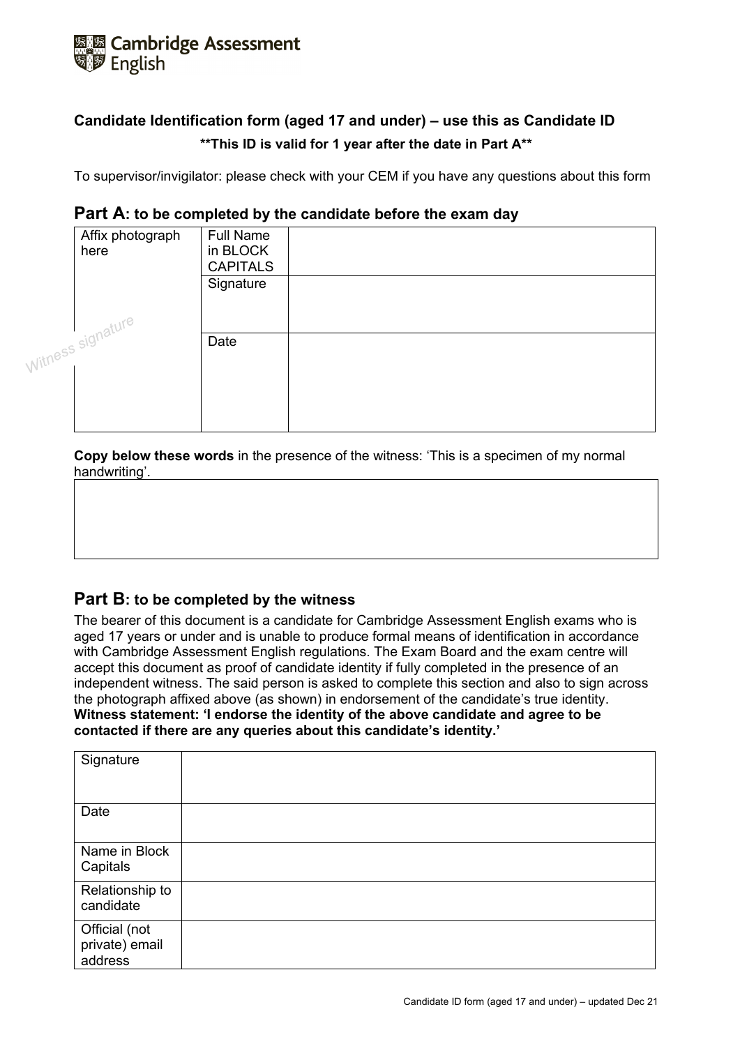Cambridge Assessment English

### Candidate Identification form (aged 17 and under) – use this as Candidate ID

**\*\*This ID is valid for 1 year after the date in Part A\*\***

To supervisor/invigilator: please check with your CEM if you have any questions about this form

## Part A: to be completed by the candidate before the exam day

| Affix photograph here | Full Name in BLOCK CAPITALS | |
|---|---|---|
| | Signature | |
| *Witness signature* | Date | |

**Copy below these words** in the presence of the witness: 'This is a specimen of my normal handwriting'.

| |
|---|
| |

## Part B: to be completed by the witness

The bearer of this document is a candidate for Cambridge Assessment English exams who is aged 17 years or under and is unable to produce formal means of identification in accordance with Cambridge Assessment English regulations. The Exam Board and the exam centre will accept this document as proof of candidate identity if fully completed in the presence of an independent witness. The said person is asked to complete this section and also to sign across the photograph affixed above (as shown) in endorsement of the candidate's true identity.
**Witness statement: 'I endorse the identity of the above candidate and agree to be contacted if there are any queries about this candidate's identity.'**

| | |
|---|---|
| Signature | |
| Date | |
| Name in Block Capitals | |
| Relationship to candidate | |
| Official (not private) email address | |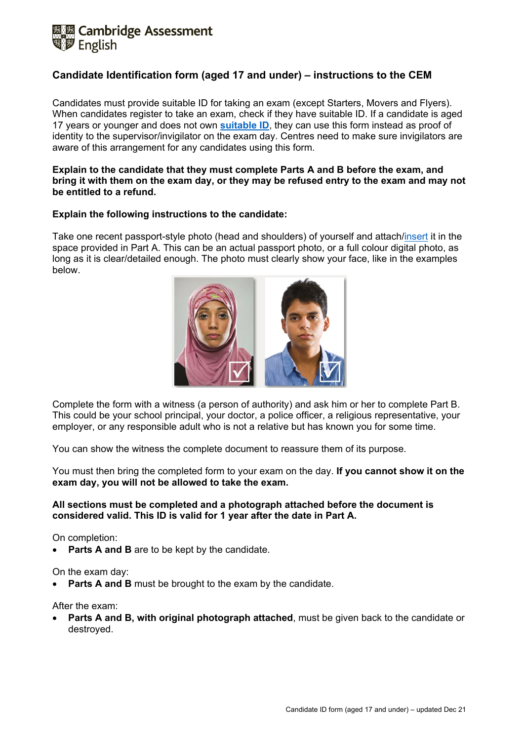Cambridge Assessment English

## Candidate Identification form (aged 17 and under) – instructions to the CEM

Candidates must provide suitable ID for taking an exam (except Starters, Movers and Flyers). When candidates register to take an exam, check if they have suitable ID. If a candidate is aged 17 years or younger and does not own **suitable ID**, they can use this form instead as proof of identity to the supervisor/invigilator on the exam day. Centres need to make sure invigilators are aware of this arrangement for any candidates using this form.

**Explain to the candidate that they must complete Parts A and B before the exam, and bring it with them on the exam day, or they may be refused entry to the exam and may not be entitled to a refund.**

**Explain the following instructions to the candidate:**

Take one recent passport-style photo (head and shoulders) of yourself and attach/insert it in the space provided in Part A. This can be an actual passport photo, or a full colour digital photo, as long as it is clear/detailed enough. The photo must clearly show your face, like in the examples below.

Complete the form with a witness (a person of authority) and ask him or her to complete Part B. This could be your school principal, your doctor, a police officer, a religious representative, your employer, or any responsible adult who is not a relative but has known you for some time.

You can show the witness the complete document to reassure them of its purpose.

You must then bring the completed form to your exam on the day. **If you cannot show it on the exam day, you will not be allowed to take the exam.**

**All sections must be completed and a photograph attached before the document is considered valid. This ID is valid for 1 year after the date in Part A.**

On completion:

- **Parts A and B** are to be kept by the candidate.

On the exam day:

- **Parts A and B** must be brought to the exam by the candidate.

After the exam:

- **Parts A and B, with original photograph attached**, must be given back to the candidate or destroyed.

Candidate ID form (aged 17 and under) – updated Dec 21